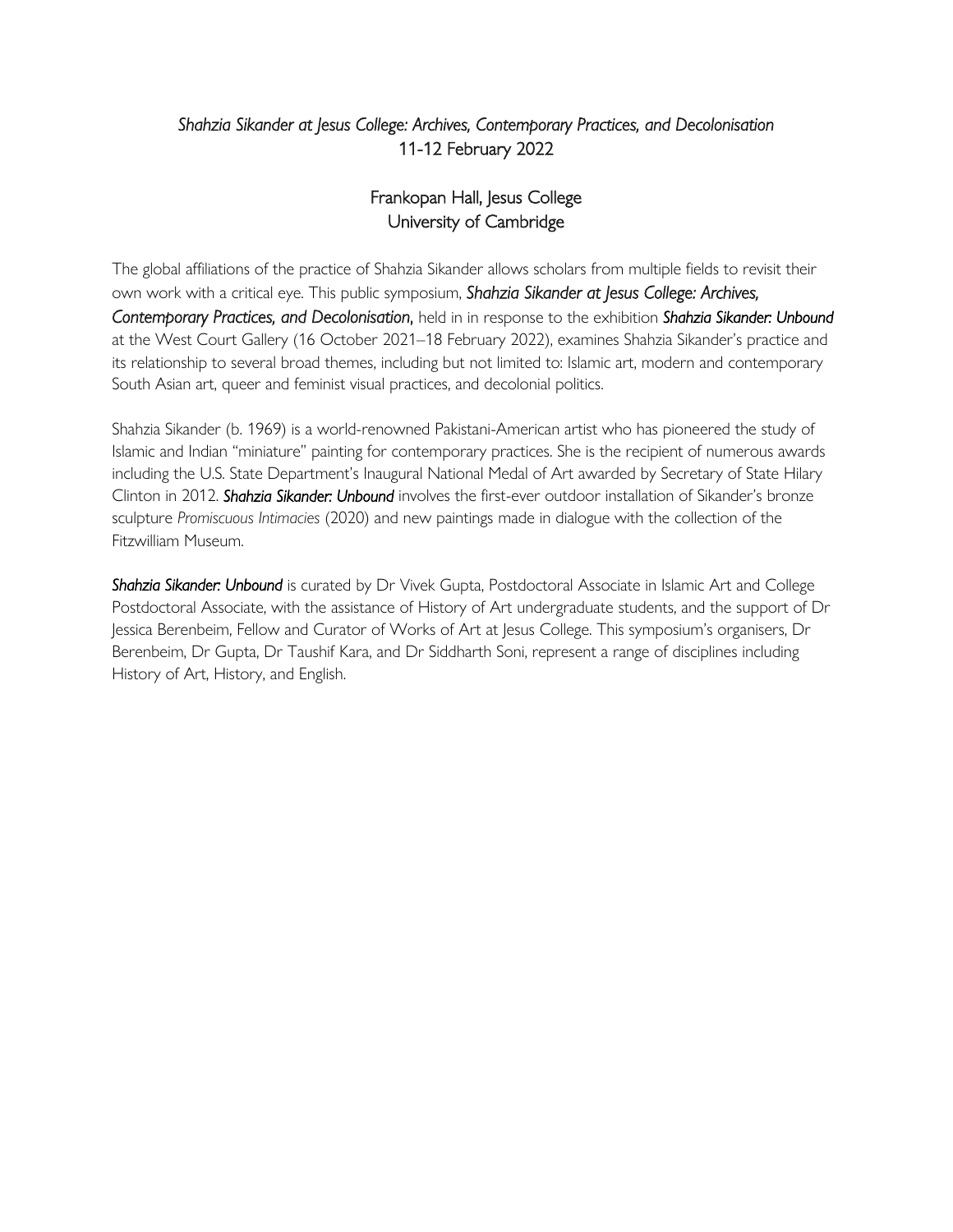# *Shahzia Sikander at Jesus College: Archives, Contemporary Practices, and Decolonisation*
## 11-12 February 2022

### Frankopan Hall, Jesus College
### University of Cambridge

The global affiliations of the practice of Shahzia Sikander allows scholars from multiple fields to revisit their own work with a critical eye. This public symposium, ***Shahzia Sikander at Jesus College: Archives, Contemporary Practices, and Decolonisation***, held in in response to the exhibition ***Shahzia Sikander: Unbound*** at the West Court Gallery (16 October 2021–18 February 2022), examines Shahzia Sikander's practice and its relationship to several broad themes, including but not limited to: Islamic art, modern and contemporary South Asian art, queer and feminist visual practices, and decolonial politics.

Shahzia Sikander (b. 1969) is a world-renowned Pakistani-American artist who has pioneered the study of Islamic and Indian "miniature" painting for contemporary practices. She is the recipient of numerous awards including the U.S. State Department's Inaugural National Medal of Art awarded by Secretary of State Hilary Clinton in 2012. ***Shahzia Sikander: Unbound*** involves the first-ever outdoor installation of Sikander's bronze sculpture *Promiscuous Intimacies* (2020) and new paintings made in dialogue with the collection of the Fitzwilliam Museum.

***Shahzia Sikander: Unbound*** is curated by Dr Vivek Gupta, Postdoctoral Associate in Islamic Art and College Postdoctoral Associate, with the assistance of History of Art undergraduate students, and the support of Dr Jessica Berenbeim, Fellow and Curator of Works of Art at Jesus College. This symposium's organisers, Dr Berenbeim, Dr Gupta, Dr Taushif Kara, and Dr Siddharth Soni, represent a range of disciplines including History of Art, History, and English.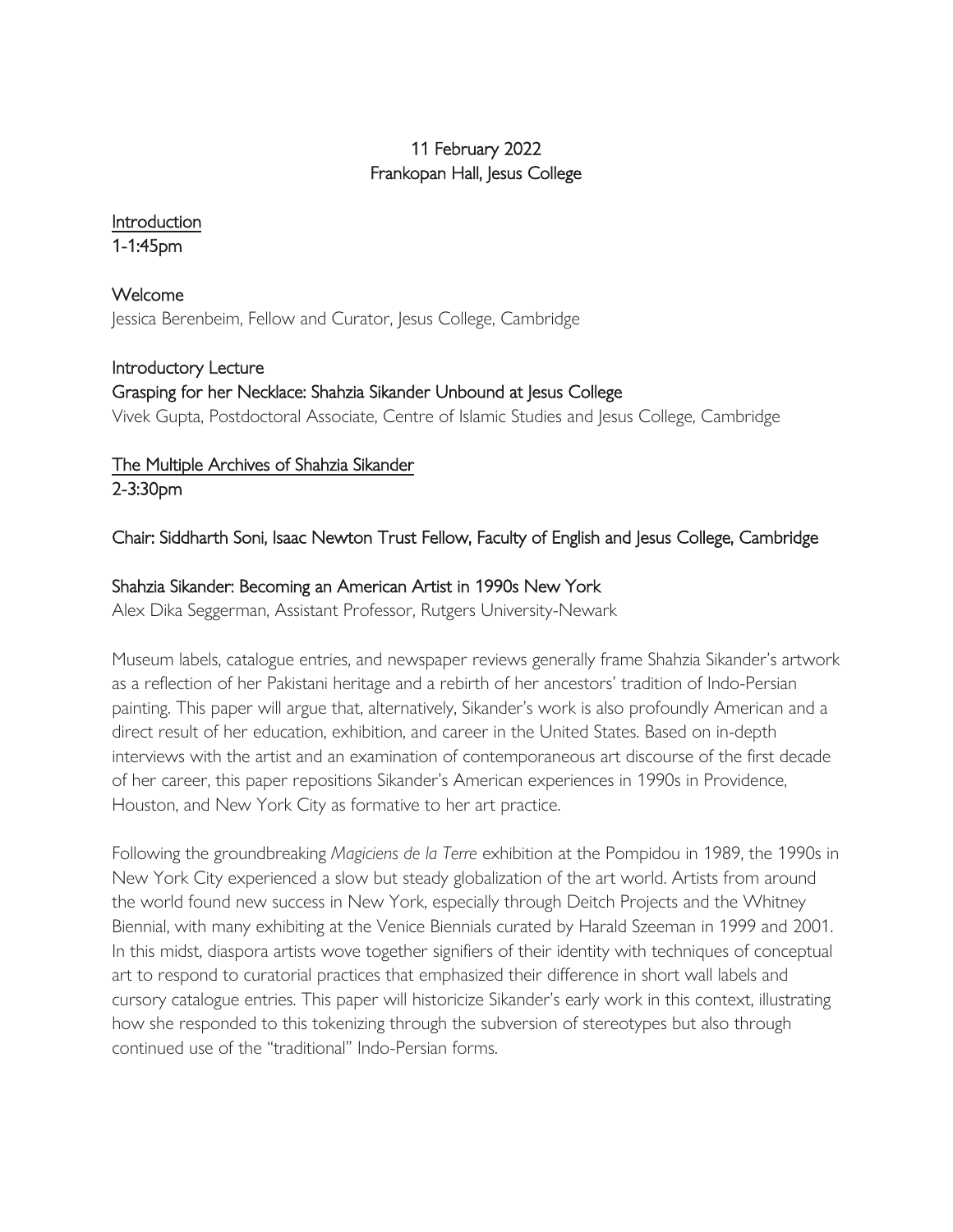11 February 2022
Frankopan Hall, Jesus College

## Introduction

1-1:45pm

**Welcome**

Jessica Berenbeim, Fellow and Curator, Jesus College, Cambridge

**Introductory Lecture**

**Grasping for her Necklace: Shahzia Sikander Unbound at Jesus College**

Vivek Gupta, Postdoctoral Associate, Centre of Islamic Studies and Jesus College, Cambridge

## The Multiple Archives of Shahzia Sikander

2-3:30pm

Chair: Siddharth Soni, Isaac Newton Trust Fellow, Faculty of English and Jesus College, Cambridge

**Shahzia Sikander: Becoming an American Artist in 1990s New York**

Alex Dika Seggerman, Assistant Professor, Rutgers University-Newark

Museum labels, catalogue entries, and newspaper reviews generally frame Shahzia Sikander's artwork as a reflection of her Pakistani heritage and a rebirth of her ancestors' tradition of Indo-Persian painting. This paper will argue that, alternatively, Sikander's work is also profoundly American and a direct result of her education, exhibition, and career in the United States. Based on in-depth interviews with the artist and an examination of contemporaneous art discourse of the first decade of her career, this paper repositions Sikander's American experiences in 1990s in Providence, Houston, and New York City as formative to her art practice.

Following the groundbreaking *Magiciens de la Terre* exhibition at the Pompidou in 1989, the 1990s in New York City experienced a slow but steady globalization of the art world. Artists from around the world found new success in New York, especially through Deitch Projects and the Whitney Biennial, with many exhibiting at the Venice Biennials curated by Harald Szeeman in 1999 and 2001. In this midst, diaspora artists wove together signifiers of their identity with techniques of conceptual art to respond to curatorial practices that emphasized their difference in short wall labels and cursory catalogue entries. This paper will historicize Sikander's early work in this context, illustrating how she responded to this tokenizing through the subversion of stereotypes but also through continued use of the "traditional" Indo-Persian forms.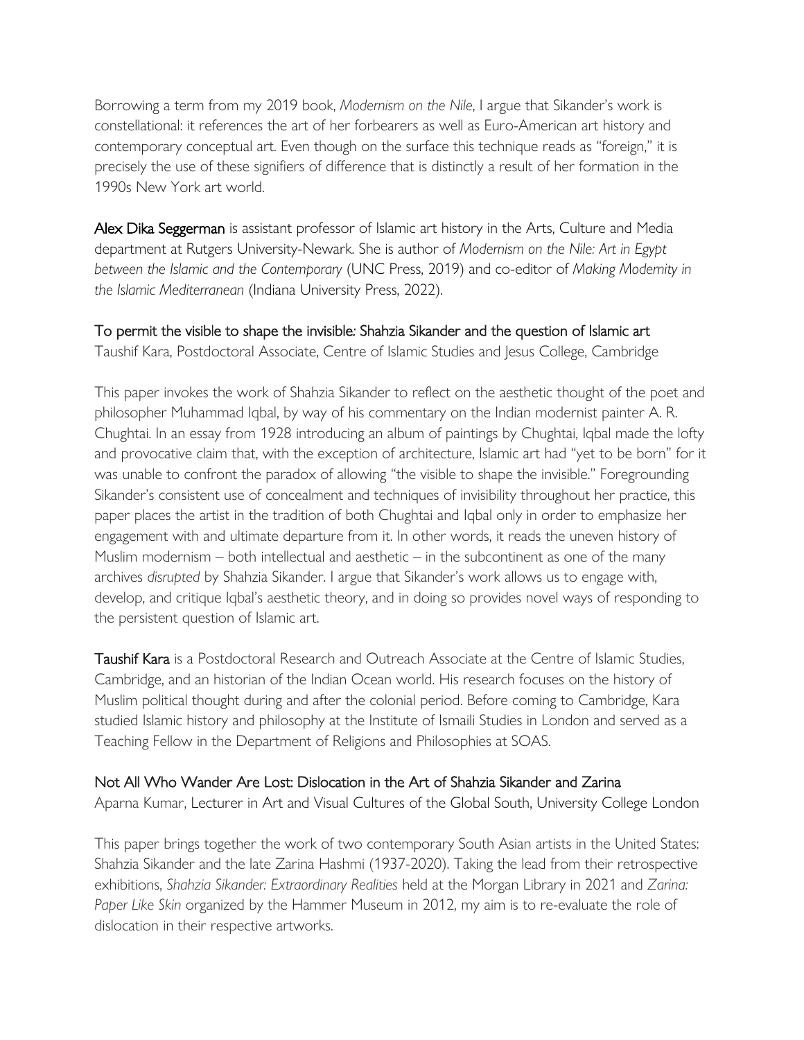Borrowing a term from my 2019 book, *Modernism on the Nile*, I argue that Sikander's work is constellational: it references the art of her forbearers as well as Euro-American art history and contemporary conceptual art. Even though on the surface this technique reads as "foreign," it is precisely the use of these signifiers of difference that is distinctly a result of her formation in the 1990s New York art world.

**Alex Dika Seggerman** is assistant professor of Islamic art history in the Arts, Culture and Media department at Rutgers University-Newark. She is author of *Modernism on the Nile: Art in Egypt between the Islamic and the Contemporary* (UNC Press, 2019) and co-editor of *Making Modernity in the Islamic Mediterranean* (Indiana University Press, 2022).

### To permit the visible to shape the invisible: Shahzia Sikander and the question of Islamic art

Taushif Kara, Postdoctoral Associate, Centre of Islamic Studies and Jesus College, Cambridge

This paper invokes the work of Shahzia Sikander to reflect on the aesthetic thought of the poet and philosopher Muhammad Iqbal, by way of his commentary on the Indian modernist painter A. R. Chughtai. In an essay from 1928 introducing an album of paintings by Chughtai, Iqbal made the lofty and provocative claim that, with the exception of architecture, Islamic art had "yet to be born" for it was unable to confront the paradox of allowing "the visible to shape the invisible." Foregrounding Sikander's consistent use of concealment and techniques of invisibility throughout her practice, this paper places the artist in the tradition of both Chughtai and Iqbal only in order to emphasize her engagement with and ultimate departure from it. In other words, it reads the uneven history of Muslim modernism – both intellectual and aesthetic – in the subcontinent as one of the many archives *disrupted* by Shahzia Sikander. I argue that Sikander's work allows us to engage with, develop, and critique Iqbal's aesthetic theory, and in doing so provides novel ways of responding to the persistent question of Islamic art.

**Taushif Kara** is a Postdoctoral Research and Outreach Associate at the Centre of Islamic Studies, Cambridge, and an historian of the Indian Ocean world. His research focuses on the history of Muslim political thought during and after the colonial period. Before coming to Cambridge, Kara studied Islamic history and philosophy at the Institute of Ismaili Studies in London and served as a Teaching Fellow in the Department of Religions and Philosophies at SOAS.

### Not All Who Wander Are Lost: Dislocation in the Art of Shahzia Sikander and Zarina

Aparna Kumar, Lecturer in Art and Visual Cultures of the Global South, University College London

This paper brings together the work of two contemporary South Asian artists in the United States: Shahzia Sikander and the late Zarina Hashmi (1937-2020). Taking the lead from their retrospective exhibitions, *Shahzia Sikander: Extraordinary Realities* held at the Morgan Library in 2021 and *Zarina: Paper Like Skin* organized by the Hammer Museum in 2012, my aim is to re-evaluate the role of dislocation in their respective artworks.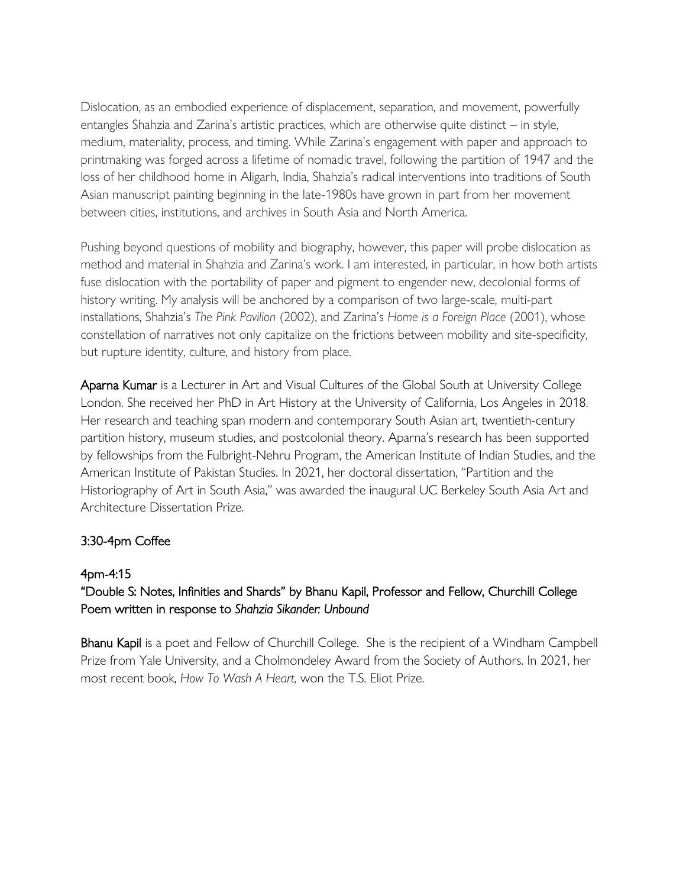Dislocation, as an embodied experience of displacement, separation, and movement, powerfully entangles Shahzia and Zarina's artistic practices, which are otherwise quite distinct – in style, medium, materiality, process, and timing. While Zarina's engagement with paper and approach to printmaking was forged across a lifetime of nomadic travel, following the partition of 1947 and the loss of her childhood home in Aligarh, India, Shahzia's radical interventions into traditions of South Asian manuscript painting beginning in the late-1980s have grown in part from her movement between cities, institutions, and archives in South Asia and North America.

Pushing beyond questions of mobility and biography, however, this paper will probe dislocation as method and material in Shahzia and Zarina's work. I am interested, in particular, in how both artists fuse dislocation with the portability of paper and pigment to engender new, decolonial forms of history writing. My analysis will be anchored by a comparison of two large-scale, multi-part installations, Shahzia's *The Pink Pavilion* (2002), and Zarina's *Home is a Foreign Place* (2001), whose constellation of narratives not only capitalize on the frictions between mobility and site-specificity, but rupture identity, culture, and history from place.

**Aparna Kumar** is a Lecturer in Art and Visual Cultures of the Global South at University College London. She received her PhD in Art History at the University of California, Los Angeles in 2018. Her research and teaching span modern and contemporary South Asian art, twentieth-century partition history, museum studies, and postcolonial theory. Aparna's research has been supported by fellowships from the Fulbright-Nehru Program, the American Institute of Indian Studies, and the American Institute of Pakistan Studies. In 2021, her doctoral dissertation, "Partition and the Historiography of Art in South Asia," was awarded the inaugural UC Berkeley South Asia Art and Architecture Dissertation Prize.

3:30-4pm Coffee

4pm-4:15
"Double S: Notes, Infinities and Shards" by Bhanu Kapil, Professor and Fellow, Churchill College
Poem written in response to *Shahzia Sikander: Unbound*

**Bhanu Kapil** is a poet and Fellow of Churchill College. She is the recipient of a Windham Campbell Prize from Yale University, and a Cholmondeley Award from the Society of Authors. In 2021, her most recent book, *How To Wash A Heart,* won the T.S. Eliot Prize.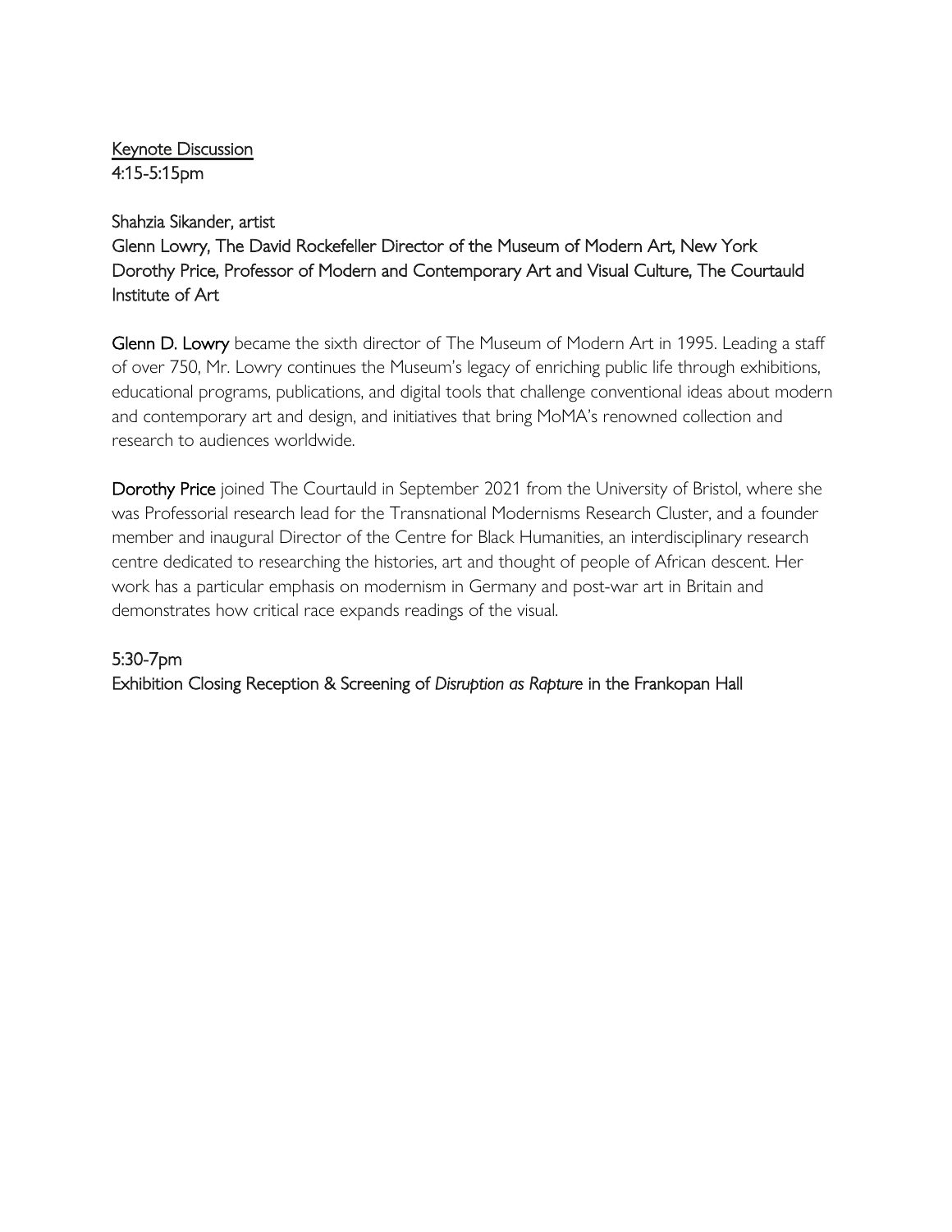Keynote Discussion
4:15-5:15pm

Shahzia Sikander, artist
Glenn Lowry, The David Rockefeller Director of the Museum of Modern Art, New York
Dorothy Price, Professor of Modern and Contemporary Art and Visual Culture, The Courtauld Institute of Art

Glenn D. Lowry became the sixth director of The Museum of Modern Art in 1995. Leading a staff of over 750, Mr. Lowry continues the Museum's legacy of enriching public life through exhibitions, educational programs, publications, and digital tools that challenge conventional ideas about modern and contemporary art and design, and initiatives that bring MoMA's renowned collection and research to audiences worldwide.

Dorothy Price joined The Courtauld in September 2021 from the University of Bristol, where she was Professorial research lead for the Transnational Modernisms Research Cluster, and a founder member and inaugural Director of the Centre for Black Humanities, an interdisciplinary research centre dedicated to researching the histories, art and thought of people of African descent. Her work has a particular emphasis on modernism in Germany and post-war art in Britain and demonstrates how critical race expands readings of the visual.

5:30-7pm
Exhibition Closing Reception & Screening of *Disruption as Rapture* in the Frankopan Hall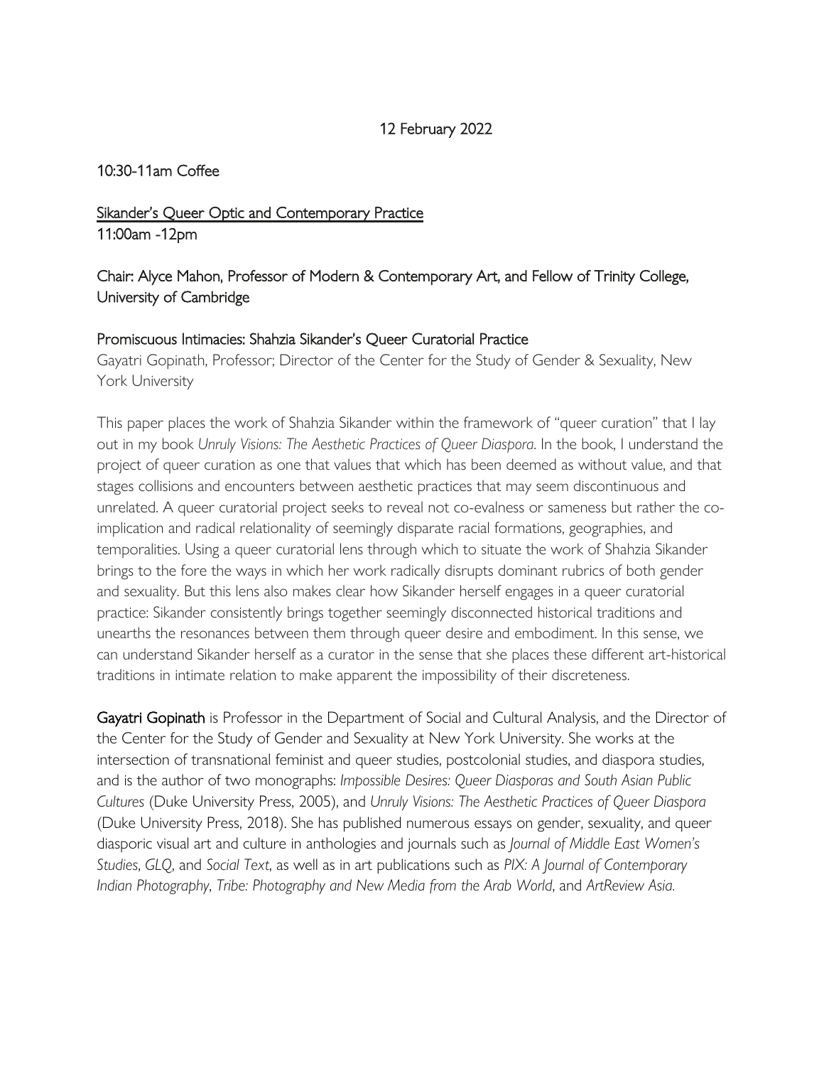12 February 2022

10:30-11am Coffee

<u>Sikander's Queer Optic and Contemporary Practice</u>
11:00am -12pm

Chair: Alyce Mahon, Professor of Modern & Contemporary Art, and Fellow of Trinity College, University of Cambridge

Promiscuous Intimacies: Shahzia Sikander's Queer Curatorial Practice
Gayatri Gopinath, Professor; Director of the Center for the Study of Gender & Sexuality, New York University

This paper places the work of Shahzia Sikander within the framework of "queer curation" that I lay out in my book *Unruly Visions: The Aesthetic Practices of Queer Diaspora*. In the book, I understand the project of queer curation as one that values that which has been deemed as without value, and that stages collisions and encounters between aesthetic practices that may seem discontinuous and unrelated. A queer curatorial project seeks to reveal not co-evalness or sameness but rather the co-implication and radical relationality of seemingly disparate racial formations, geographies, and temporalities. Using a queer curatorial lens through which to situate the work of Shahzia Sikander brings to the fore the ways in which her work radically disrupts dominant rubrics of both gender and sexuality. But this lens also makes clear how Sikander herself engages in a queer curatorial practice: Sikander consistently brings together seemingly disconnected historical traditions and unearths the resonances between them through queer desire and embodiment. In this sense, we can understand Sikander herself as a curator in the sense that she places these different art-historical traditions in intimate relation to make apparent the impossibility of their discreteness.

**Gayatri Gopinath** is Professor in the Department of Social and Cultural Analysis, and the Director of the Center for the Study of Gender and Sexuality at New York University. She works at the intersection of transnational feminist and queer studies, postcolonial studies, and diaspora studies, and is the author of two monographs: *Impossible Desires: Queer Diasporas and South Asian Public Cultures* (Duke University Press, 2005), and *Unruly Visions: The Aesthetic Practices of Queer Diaspora* (Duke University Press, 2018). She has published numerous essays on gender, sexuality, and queer diasporic visual art and culture in anthologies and journals such as *Journal of Middle East Women's Studies*, *GLQ*, and *Social Text*, as well as in art publications such as *PIX: A Journal of Contemporary Indian Photography*, *Tribe: Photography and New Media from the Arab World*, and *ArtReview Asia*.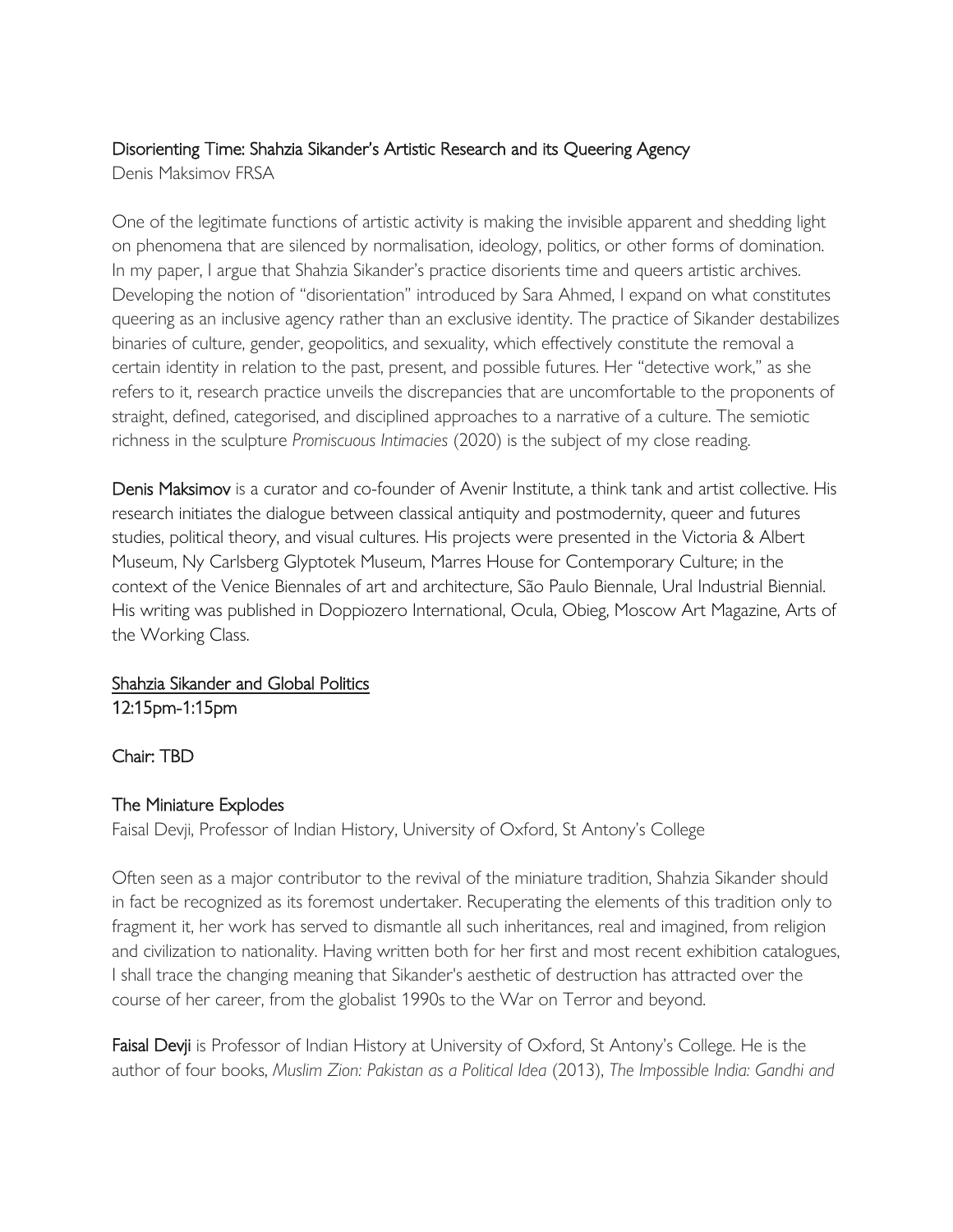### Disorienting Time: Shahzia Sikander's Artistic Research and its Queering Agency

Denis Maksimov FRSA

One of the legitimate functions of artistic activity is making the invisible apparent and shedding light on phenomena that are silenced by normalisation, ideology, politics, or other forms of domination. In my paper, I argue that Shahzia Sikander's practice disorients time and queers artistic archives. Developing the notion of "disorientation" introduced by Sara Ahmed, I expand on what constitutes queering as an inclusive agency rather than an exclusive identity. The practice of Sikander destabilizes binaries of culture, gender, geopolitics, and sexuality, which effectively constitute the removal a certain identity in relation to the past, present, and possible futures. Her "detective work," as she refers to it, research practice unveils the discrepancies that are uncomfortable to the proponents of straight, defined, categorised, and disciplined approaches to a narrative of a culture. The semiotic richness in the sculpture *Promiscuous Intimacies* (2020) is the subject of my close reading.

**Denis Maksimov** is a curator and co-founder of Avenir Institute, a think tank and artist collective. His research initiates the dialogue between classical antiquity and postmodernity, queer and futures studies, political theory, and visual cultures. His projects were presented in the Victoria & Albert Museum, Ny Carlsberg Glyptotek Museum, Marres House for Contemporary Culture; in the context of the Venice Biennales of art and architecture, São Paulo Biennale, Ural Industrial Biennial. His writing was published in Doppiozero International, Ocula, Obieg, Moscow Art Magazine, Arts of the Working Class.

## Shahzia Sikander and Global Politics

12:15pm-1:15pm

Chair: TBD

### The Miniature Explodes

Faisal Devji, Professor of Indian History, University of Oxford, St Antony's College

Often seen as a major contributor to the revival of the miniature tradition, Shahzia Sikander should in fact be recognized as its foremost undertaker. Recuperating the elements of this tradition only to fragment it, her work has served to dismantle all such inheritances, real and imagined, from religion and civilization to nationality. Having written both for her first and most recent exhibition catalogues, I shall trace the changing meaning that Sikander's aesthetic of destruction has attracted over the course of her career, from the globalist 1990s to the War on Terror and beyond.

**Faisal Devji** is Professor of Indian History at University of Oxford, St Antony's College. He is the author of four books, *Muslim Zion: Pakistan as a Political Idea* (2013), *The Impossible India: Gandhi and*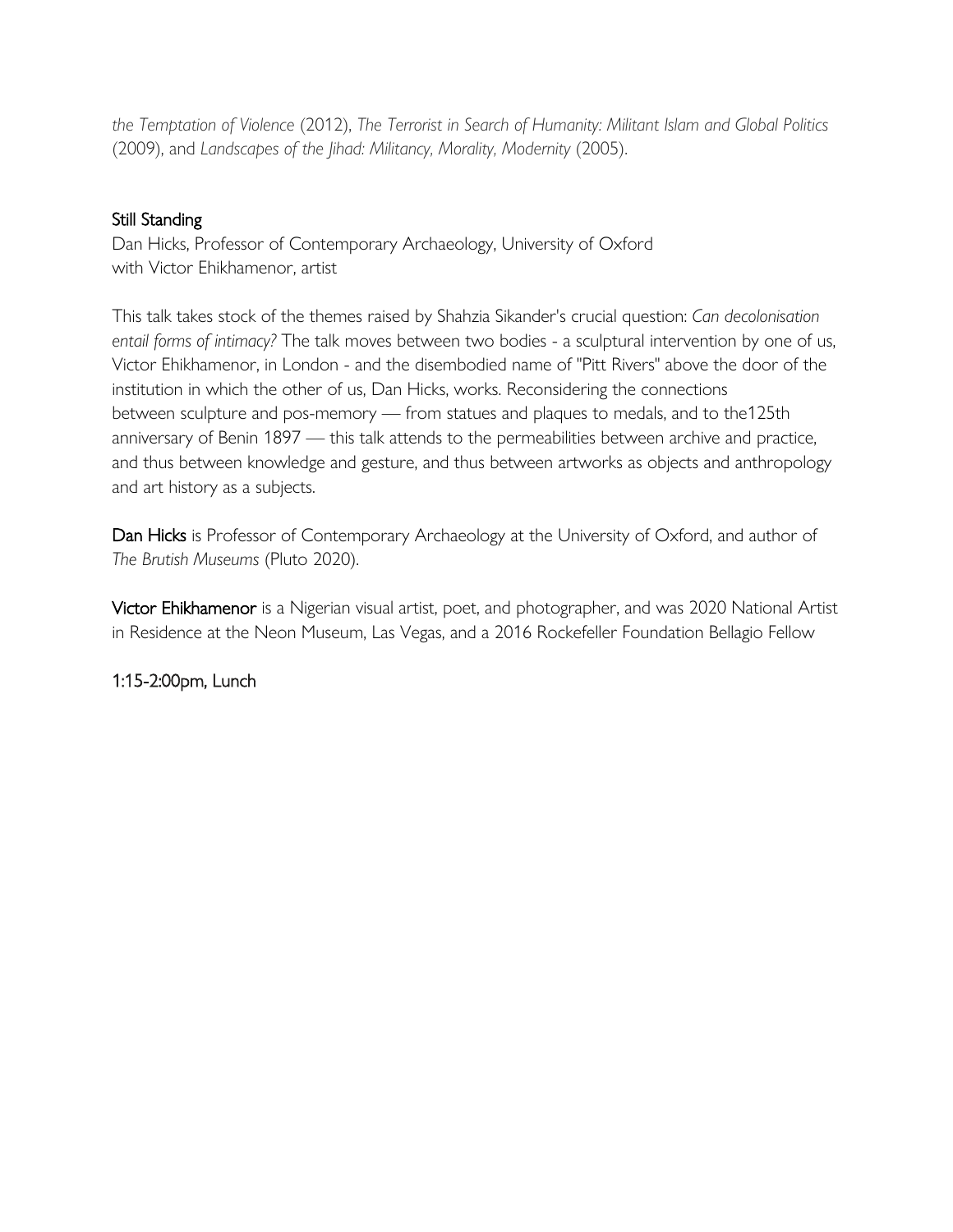*the Temptation of Violence* (2012), *The Terrorist in Search of Humanity: Militant Islam and Global Politics* (2009), and *Landscapes of the Jihad: Militancy, Morality, Modernity* (2005).

### Still Standing

Dan Hicks, Professor of Contemporary Archaeology, University of Oxford
with Victor Ehikhamenor, artist

This talk takes stock of the themes raised by Shahzia Sikander's crucial question: *Can decolonisation entail forms of intimacy?* The talk moves between two bodies - a sculptural intervention by one of us, Victor Ehikhamenor, in London - and the disembodied name of "Pitt Rivers" above the door of the institution in which the other of us, Dan Hicks, works. Reconsidering the connections between sculpture and pos-memory — from statues and plaques to medals, and to the125th anniversary of Benin 1897 — this talk attends to the permeabilities between archive and practice, and thus between knowledge and gesture, and thus between artworks as objects and anthropology and art history as a subjects.

**Dan Hicks** is Professor of Contemporary Archaeology at the University of Oxford, and author of *The Brutish Museums* (Pluto 2020).

**Victor Ehikhamenor** is a Nigerian visual artist, poet, and photographer, and was 2020 National Artist in Residence at the Neon Museum, Las Vegas, and a 2016 Rockefeller Foundation Bellagio Fellow

### 1:15-2:00pm, Lunch